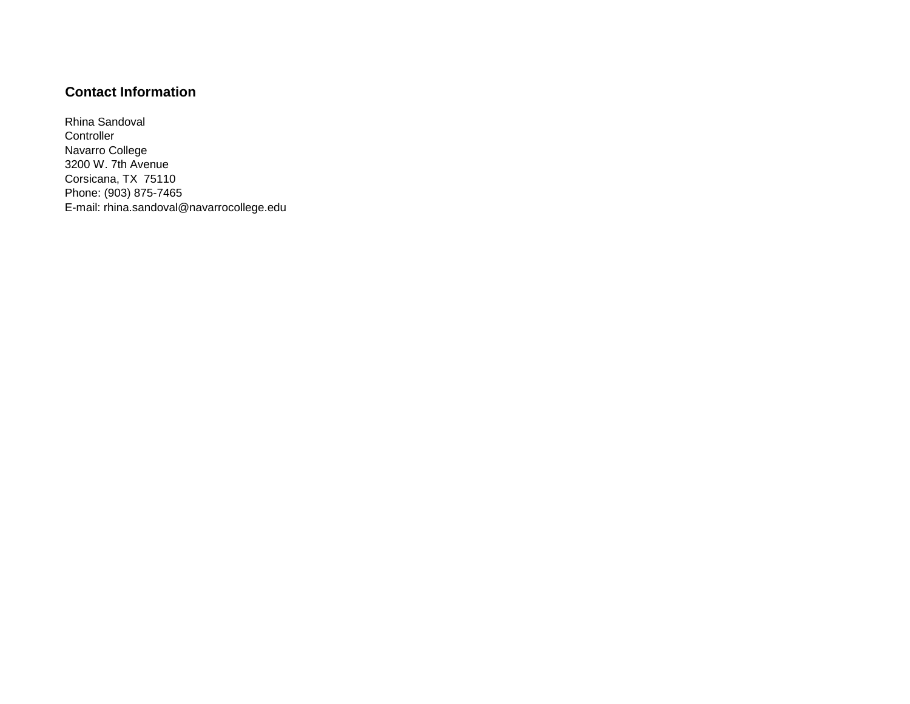## Contact Information

Rhina Sandoval
Controller
Navarro College
3200 W. 7th Avenue
Corsicana, TX 75110
Phone: (903) 875-7465
E-mail: rhina.sandoval@navarrocollege.edu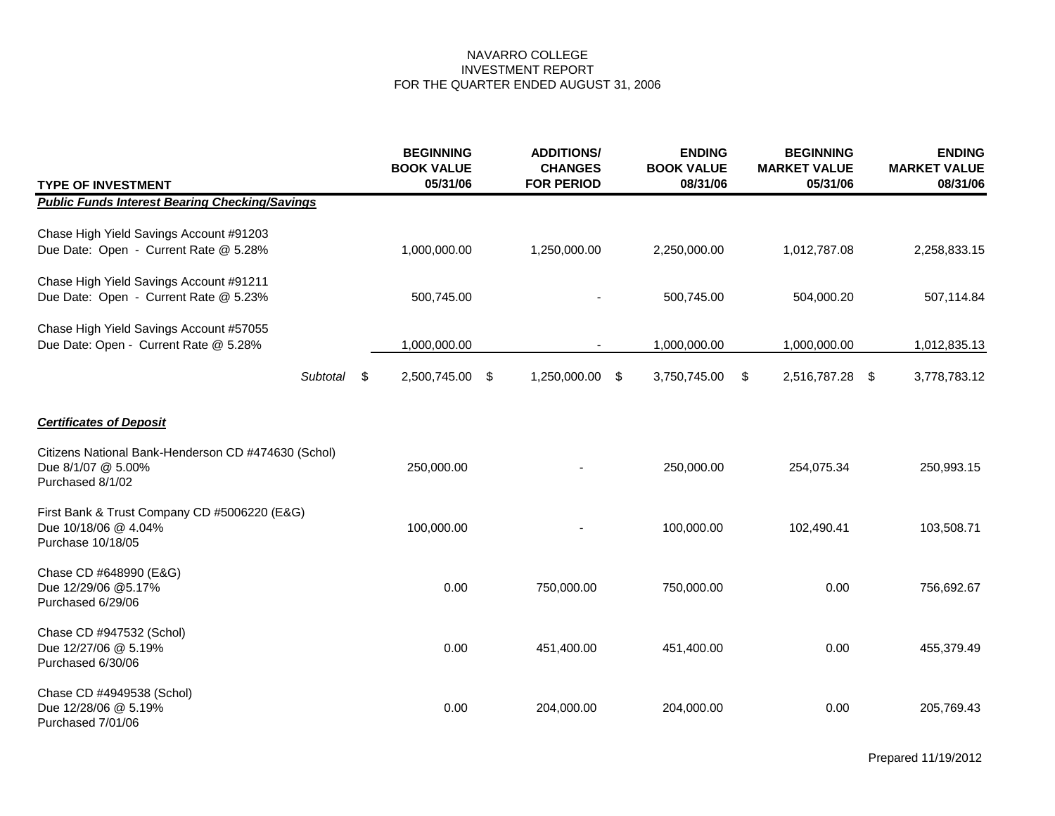# NAVARRO COLLEGE
## INVESTMENT REPORT
### FOR THE QUARTER ENDED AUGUST 31, 2006

| TYPE OF INVESTMENT | | BEGINNING BOOK VALUE 05/31/06 | ADDITIONS/ CHANGES FOR PERIOD | ENDING BOOK VALUE 08/31/06 | BEGINNING MARKET VALUE 05/31/06 | ENDING MARKET VALUE 08/31/06 |
|---|---|---|---|---|---|---|
| ***Public Funds Interest Bearing Checking/Savings*** | | | | | | |
| Chase High Yield Savings Account #91203<br>Due Date: Open - Current Rate @ 5.28% | | 1,000,000.00 | 1,250,000.00 | 2,250,000.00 | 1,012,787.08 | 2,258,833.15 |
| Chase High Yield Savings Account #91211<br>Due Date: Open - Current Rate @ 5.23% | | 500,745.00 | - | 500,745.00 | 504,000.20 | 507,114.84 |
| Chase High Yield Savings Account #57055<br>Due Date: Open - Current Rate @ 5.28% | | 1,000,000.00 | - | 1,000,000.00 | 1,000,000.00 | 1,012,835.13 |
| | *Subtotal* | $ 2,500,745.00 | $ 1,250,000.00 | $ 3,750,745.00 | $ 2,516,787.28 | $ 3,778,783.12 |
| ***Certificates of Deposit*** | | | | | | |
| Citizens National Bank-Henderson CD #474630 (Schol)<br>Due 8/1/07 @ 5.00%<br>Purchased 8/1/02 | | 250,000.00 | - | 250,000.00 | 254,075.34 | 250,993.15 |
| First Bank & Trust Company CD #5006220 (E&G)<br>Due 10/18/06 @ 4.04%<br>Purchase 10/18/05 | | 100,000.00 | - | 100,000.00 | 102,490.41 | 103,508.71 |
| Chase CD #648990 (E&G)<br>Due 12/29/06 @5.17%<br>Purchased 6/29/06 | | 0.00 | 750,000.00 | 750,000.00 | 0.00 | 756,692.67 |
| Chase CD #947532 (Schol)<br>Due 12/27/06 @ 5.19%<br>Purchased 6/30/06 | | 0.00 | 451,400.00 | 451,400.00 | 0.00 | 455,379.49 |
| Chase CD #4949538 (Schol)<br>Due 12/28/06 @ 5.19%<br>Purchased 7/01/06 | | 0.00 | 204,000.00 | 204,000.00 | 0.00 | 205,769.43 |

Prepared 11/19/2012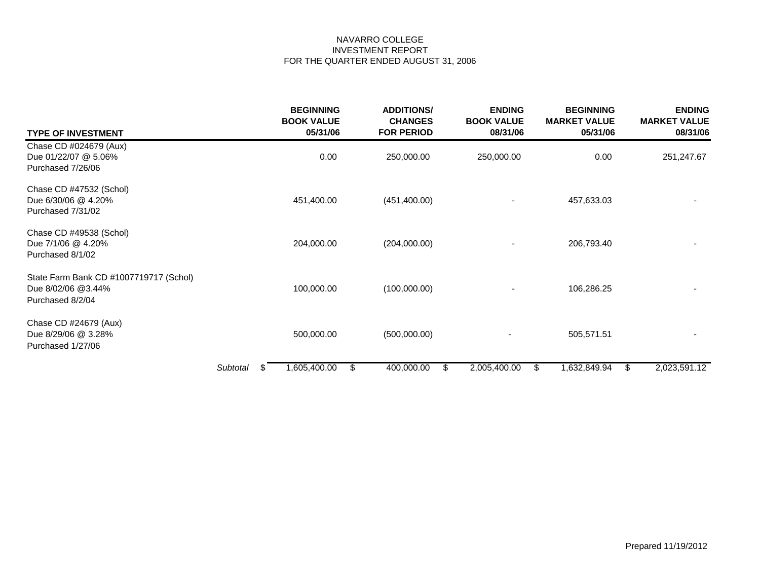NAVARRO COLLEGE
INVESTMENT REPORT
FOR THE QUARTER ENDED AUGUST 31, 2006

| TYPE OF INVESTMENT | BEGINNING BOOK VALUE 05/31/06 | ADDITIONS/ CHANGES FOR PERIOD | ENDING BOOK VALUE 08/31/06 | BEGINNING MARKET VALUE 05/31/06 | ENDING MARKET VALUE 08/31/06 |
|---|---|---|---|---|---|
| Chase CD #024679 (Aux)<br>Due 01/22/07 @ 5.06%<br>Purchased 7/26/06 | 0.00 | 250,000.00 | 250,000.00 | 0.00 | 251,247.67 |
| Chase CD #47532 (Schol)<br>Due 6/30/06 @ 4.20%<br>Purchased 7/31/02 | 451,400.00 | (451,400.00) | - | 457,633.03 | - |
| Chase CD #49538 (Schol)<br>Due 7/1/06 @ 4.20%<br>Purchased 8/1/02 | 204,000.00 | (204,000.00) | - | 206,793.40 | - |
| State Farm Bank CD #1007719717 (Schol)<br>Due 8/02/06 @3.44%<br>Purchased 8/2/04 | 100,000.00 | (100,000.00) | - | 106,286.25 | - |
| Chase CD #24679 (Aux)<br>Due 8/29/06 @ 3.28%<br>Purchased 1/27/06 | 500,000.00 | (500,000.00) | - | 505,571.51 | - |
| *Subtotal* | $ 1,605,400.00 | $ 400,000.00 | $ 2,005,400.00 | $ 1,632,849.94 | $ 2,023,591.12 |

Prepared 11/19/2012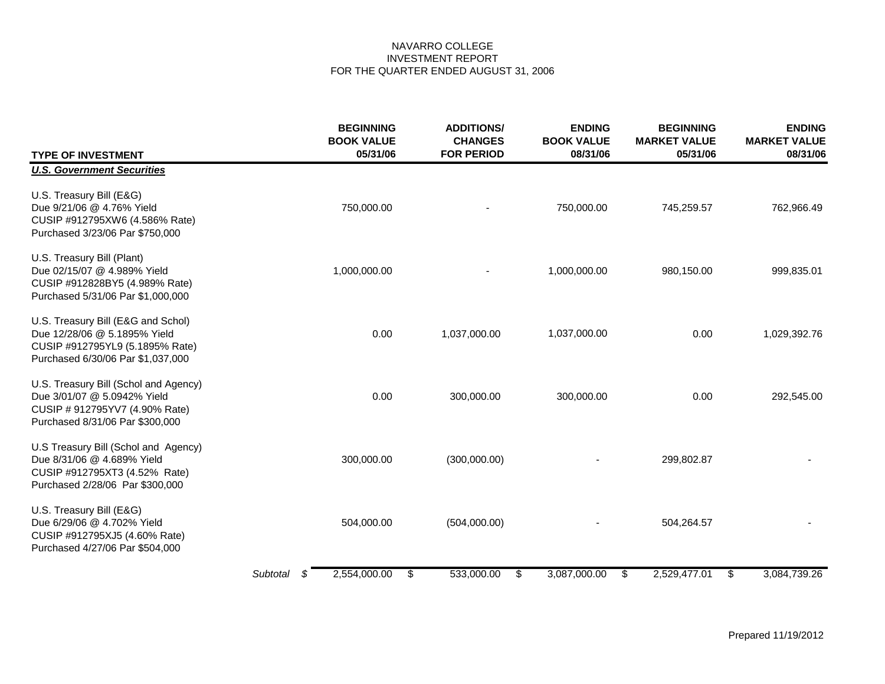NAVARRO COLLEGE
INVESTMENT REPORT
FOR THE QUARTER ENDED AUGUST 31, 2006

| TYPE OF INVESTMENT | BEGINNING BOOK VALUE 05/31/06 | ADDITIONS/ CHANGES FOR PERIOD | ENDING BOOK VALUE 08/31/06 | BEGINNING MARKET VALUE 05/31/06 | ENDING MARKET VALUE 08/31/06 |
|---|---|---|---|---|---|
| ***U.S. Government Securities*** | | | | | |
| U.S. Treasury Bill (E&G) Due 9/21/06 @ 4.76% Yield CUSIP #912795XW6 (4.586% Rate) Purchased 3/23/06 Par $750,000 | 750,000.00 | - | 750,000.00 | 745,259.57 | 762,966.49 |
| U.S. Treasury Bill (Plant) Due 02/15/07 @ 4.989% Yield CUSIP #912828BY5 (4.989% Rate) Purchased 5/31/06 Par $1,000,000 | 1,000,000.00 | - | 1,000,000.00 | 980,150.00 | 999,835.01 |
| U.S. Treasury Bill (E&G and Schol) Due 12/28/06 @ 5.1895% Yield CUSIP #912795YL9 (5.1895% Rate) Purchased 6/30/06 Par $1,037,000 | 0.00 | 1,037,000.00 | 1,037,000.00 | 0.00 | 1,029,392.76 |
| U.S. Treasury Bill (Schol and Agency) Due 3/01/07 @ 5.0942% Yield CUSIP # 912795YV7 (4.90% Rate) Purchased 8/31/06 Par $300,000 | 0.00 | 300,000.00 | 300,000.00 | 0.00 | 292,545.00 |
| U.S Treasury Bill (Schol and Agency) Due 8/31/06 @ 4.689% Yield CUSIP #912795XT3 (4.52% Rate) Purchased 2/28/06 Par $300,000 | 300,000.00 | (300,000.00) | - | 299,802.87 | - |
| U.S. Treasury Bill (E&G) Due 6/29/06 @ 4.702% Yield CUSIP #912795XJ5 (4.60% Rate) Purchased 4/27/06 Par $504,000 | 504,000.00 | (504,000.00) | - | 504,264.57 | - |
| *Subtotal* | $ 2,554,000.00 | $ 533,000.00 | $ 3,087,000.00 | $ 2,529,477.01 | $ 3,084,739.26 |

Prepared 11/19/2012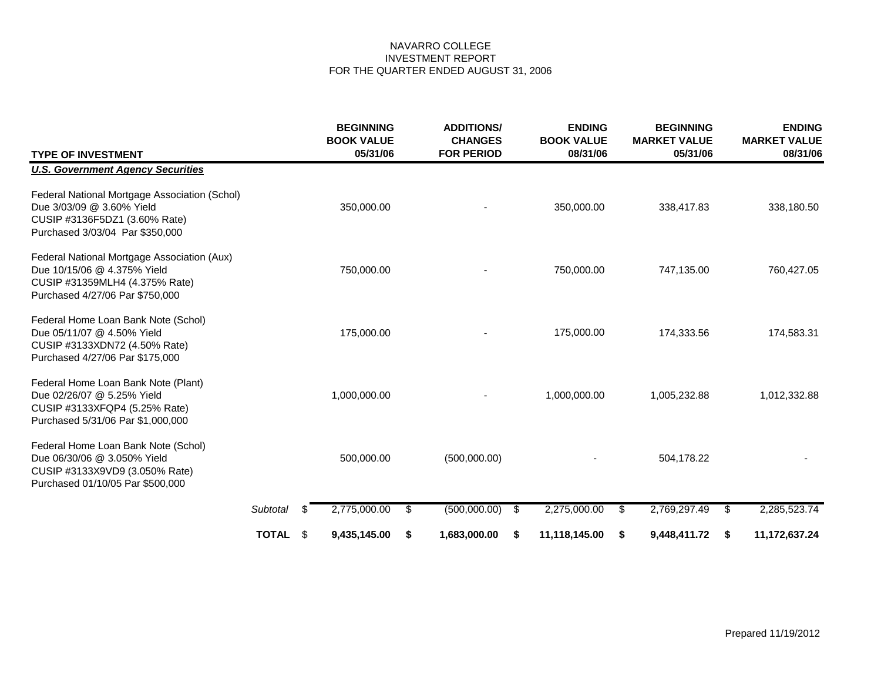NAVARRO COLLEGE
INVESTMENT REPORT
FOR THE QUARTER ENDED AUGUST 31, 2006

| TYPE OF INVESTMENT | BEGINNING BOOK VALUE 05/31/06 | ADDITIONS/ CHANGES FOR PERIOD | ENDING BOOK VALUE 08/31/06 | BEGINNING MARKET VALUE 05/31/06 | ENDING MARKET VALUE 08/31/06 |
|---|---|---|---|---|---|
| ***U.S. Government Agency Securities*** | | | | | |
| Federal National Mortgage Association (Schol) Due 3/03/09 @ 3.60% Yield CUSIP #3136F5DZ1 (3.60% Rate) Purchased 3/03/04 Par $350,000 | 350,000.00 | - | 350,000.00 | 338,417.83 | 338,180.50 |
| Federal National Mortgage Association (Aux) Due 10/15/06 @ 4.375% Yield CUSIP #31359MLH4 (4.375% Rate) Purchased 4/27/06 Par $750,000 | 750,000.00 | - | 750,000.00 | 747,135.00 | 760,427.05 |
| Federal Home Loan Bank Note (Schol) Due 05/11/07 @ 4.50% Yield CUSIP #3133XDN72 (4.50% Rate) Purchased 4/27/06 Par $175,000 | 175,000.00 | - | 175,000.00 | 174,333.56 | 174,583.31 |
| Federal Home Loan Bank Note (Plant) Due 02/26/07 @ 5.25% Yield CUSIP #3133XFQP4 (5.25% Rate) Purchased 5/31/06 Par $1,000,000 | 1,000,000.00 | - | 1,000,000.00 | 1,005,232.88 | 1,012,332.88 |
| Federal Home Loan Bank Note (Schol) Due 06/30/06 @ 3.050% Yield CUSIP #3133X9VD9 (3.050% Rate) Purchased 01/10/05 Par $500,000 | 500,000.00 | (500,000.00) | - | 504,178.22 | - |
| *Subtotal* | $ 2,775,000.00 | $ (500,000.00) | $ 2,275,000.00 | $ 2,769,297.49 | $ 2,285,523.74 |
| **TOTAL** | $ **9,435,145.00** | **$ 1,683,000.00** | **$ 11,118,145.00** | **$ 9,448,411.72** | **$ 11,172,637.24** |

Prepared 11/19/2012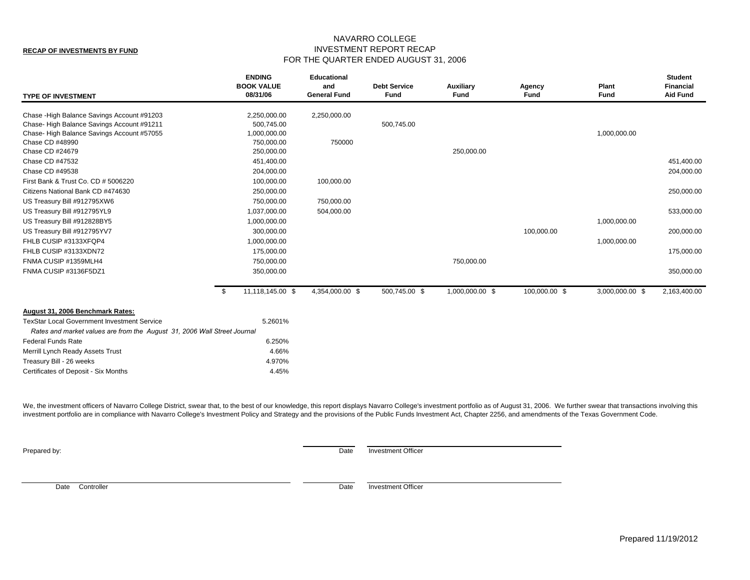**RECAP OF INVESTMENTS BY FUND**

# NAVARRO COLLEGE
## INVESTMENT REPORT RECAP
### FOR THE QUARTER ENDED AUGUST 31, 2006

| TYPE OF INVESTMENT | ENDING BOOK VALUE 08/31/06 | Educational and General Fund | Debt Service Fund | Auxiliary Fund | Agency Fund | Plant Fund | Student Financial Aid Fund |
|---|---|---|---|---|---|---|---|
| Chase -High Balance Savings Account #91203 | 2,250,000.00 | 2,250,000.00 | | | | | |
| Chase- High Balance Savings Account #91211 | 500,745.00 | | 500,745.00 | | | | |
| Chase- High Balance Savings Account #57055 | 1,000,000.00 | | | | | 1,000,000.00 | |
| Chase CD #48990 | 750,000.00 | 750000 | | | | | |
| Chase CD #24679 | 250,000.00 | | | 250,000.00 | | | |
| Chase CD #47532 | 451,400.00 | | | | | | 451,400.00 |
| Chase CD #49538 | 204,000.00 | | | | | | 204,000.00 |
| First Bank & Trust Co. CD # 5006220 | 100,000.00 | 100,000.00 | | | | | |
| Citizens National Bank CD #474630 | 250,000.00 | | | | | | 250,000.00 |
| US Treasury Bill #912795XW6 | 750,000.00 | 750,000.00 | | | | | |
| US Treasury Bill #912795YL9 | 1,037,000.00 | 504,000.00 | | | | | 533,000.00 |
| US Treasury Bill #912828BY5 | 1,000,000.00 | | | | | 1,000,000.00 | |
| US Treasury Bill #912795YV7 | 300,000.00 | | | | 100,000.00 | | 200,000.00 |
| FHLB CUSIP #3133XFQP4 | 1,000,000.00 | | | | | 1,000,000.00 | |
| FHLB CUSIP #3133XDN72 | 175,000.00 | | | | | | 175,000.00 |
| FNMA CUSIP #1359MLH4 | 750,000.00 | | | 750,000.00 | | | |
| FNMA CUSIP #3136F5DZ1 | 350,000.00 | | | | | | 350,000.00 |
| | $ 11,118,145.00 | $ 4,354,000.00 | $ 500,745.00 | $ 1,000,000.00 | $ 100,000.00 | $ 3,000,000.00 | $ 2,163,400.00 |

**August 31, 2006 Benchmark Rates:**

| | |
|---|---|
| TexStar Local Government Investment Service | 5.2601% |
| *Rates and market values are from the August 31, 2006 Wall Street Journal* | |
| Federal Funds Rate | 6.250% |
| Merrill Lynch Ready Assets Trust | 4.66% |
| Treasury Bill - 26 weeks | 4.970% |
| Certificates of Deposit - Six Months | 4.45% |

We, the investment officers of Navarro College District, swear that, to the best of our knowledge, this report displays Navarro College's investment portfolio as of August 31, 2006. We further swear that transactions involving this investment portfolio are in compliance with Navarro College's Investment Policy and Strategy and the provisions of the Public Funds Investment Act, Chapter 2256, and amendments of the Texas Government Code.

Prepared by: _______________ Date _______________ Investment Officer

_______________ Date Controller _______________ Date _______________ Investment Officer

Prepared 11/19/2012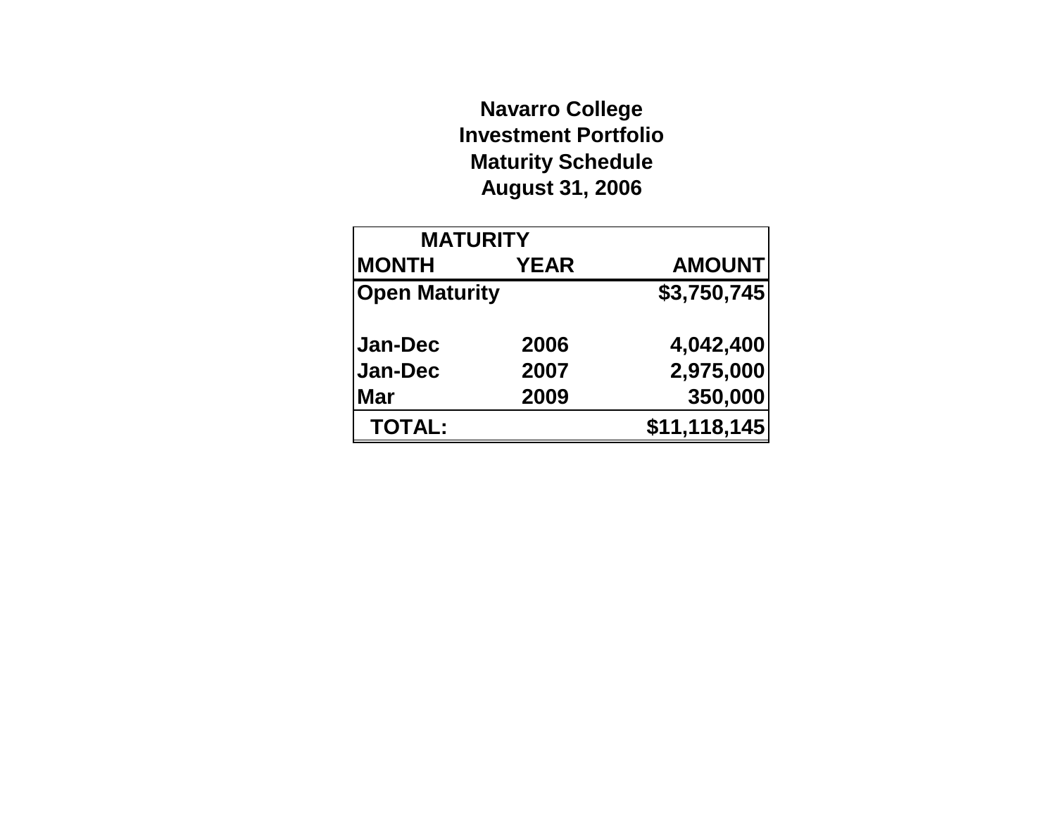# Navarro College
## Investment Portfolio
## Maturity Schedule
## August 31, 2006

| MATURITY | | |
|---|---|---|
| MONTH | YEAR | AMOUNT |
| Open Maturity | | $3,750,745 |
| Jan-Dec | 2006 | 4,042,400 |
| Jan-Dec | 2007 | 2,975,000 |
| Mar | 2009 | 350,000 |
| TOTAL: | | $11,118,145 |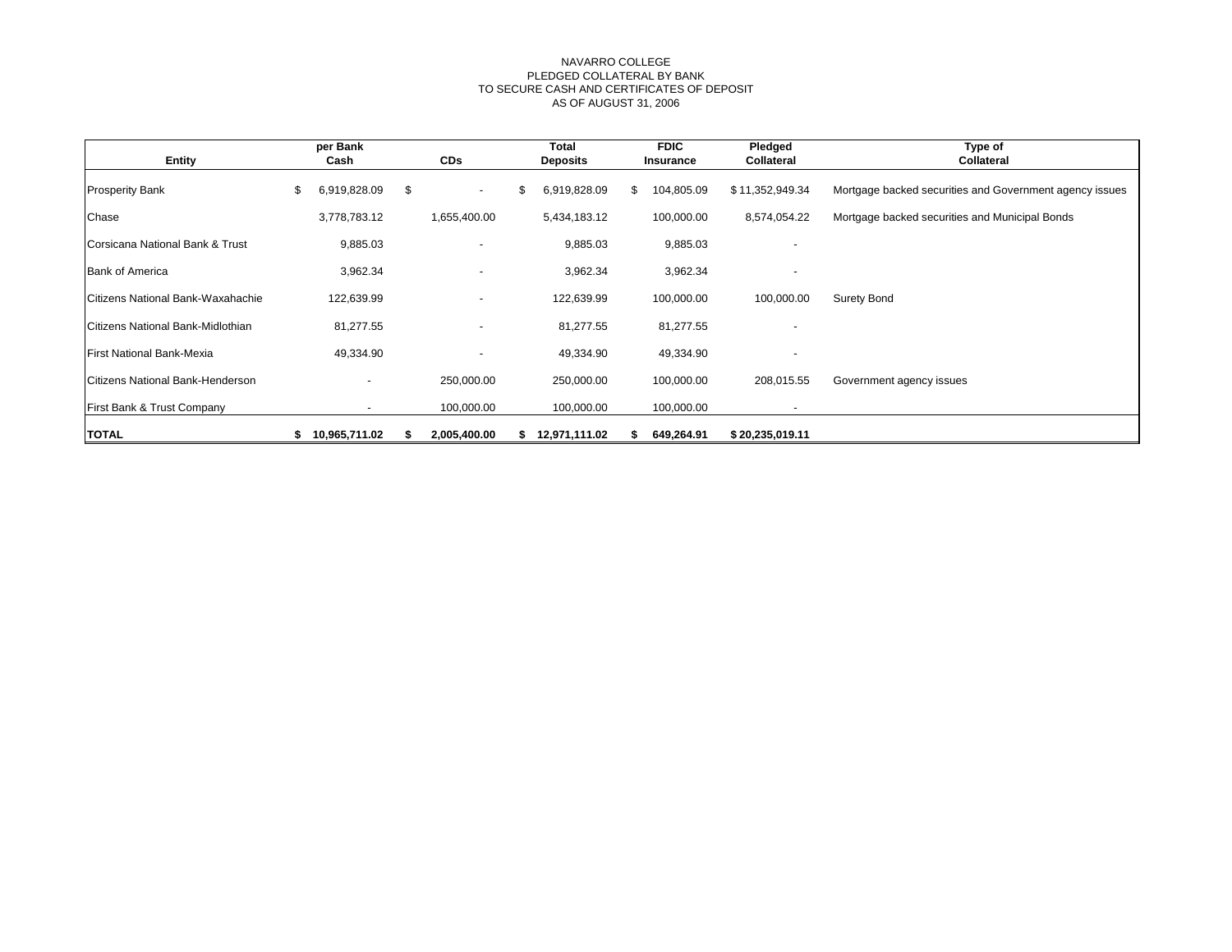NAVARRO COLLEGE
PLEDGED COLLATERAL BY BANK
TO SECURE CASH AND CERTIFICATES OF DEPOSIT
AS OF AUGUST 31, 2006

| Entity | per Bank Cash | CDs | Total Deposits | FDIC Insurance | Pledged Collateral | Type of Collateral |
|---|---|---|---|---|---|---|
| Prosperity Bank | $ 6,919,828.09 | $ - | $ 6,919,828.09 | $ 104,805.09 | $ 11,352,949.34 | Mortgage backed securities and Government agency issues |
| Chase | 3,778,783.12 | 1,655,400.00 | 5,434,183.12 | 100,000.00 | 8,574,054.22 | Mortgage backed securities and Municipal Bonds |
| Corsicana National Bank & Trust | 9,885.03 | - | 9,885.03 | 9,885.03 | - | |
| Bank of America | 3,962.34 | - | 3,962.34 | 3,962.34 | - | |
| Citizens National Bank-Waxahachie | 122,639.99 | - | 122,639.99 | 100,000.00 | 100,000.00 | Surety Bond |
| Citizens National Bank-Midlothian | 81,277.55 | - | 81,277.55 | 81,277.55 | - | |
| First National Bank-Mexia | 49,334.90 | - | 49,334.90 | 49,334.90 | - | |
| Citizens National Bank-Henderson | - | 250,000.00 | 250,000.00 | 100,000.00 | 208,015.55 | Government agency issues |
| First Bank & Trust Company | - | 100,000.00 | 100,000.00 | 100,000.00 | - | |
| **TOTAL** | **$ 10,965,711.02** | **$ 2,005,400.00** | **$ 12,971,111.02** | **$ 649,264.91** | **$ 20,235,019.11** | |